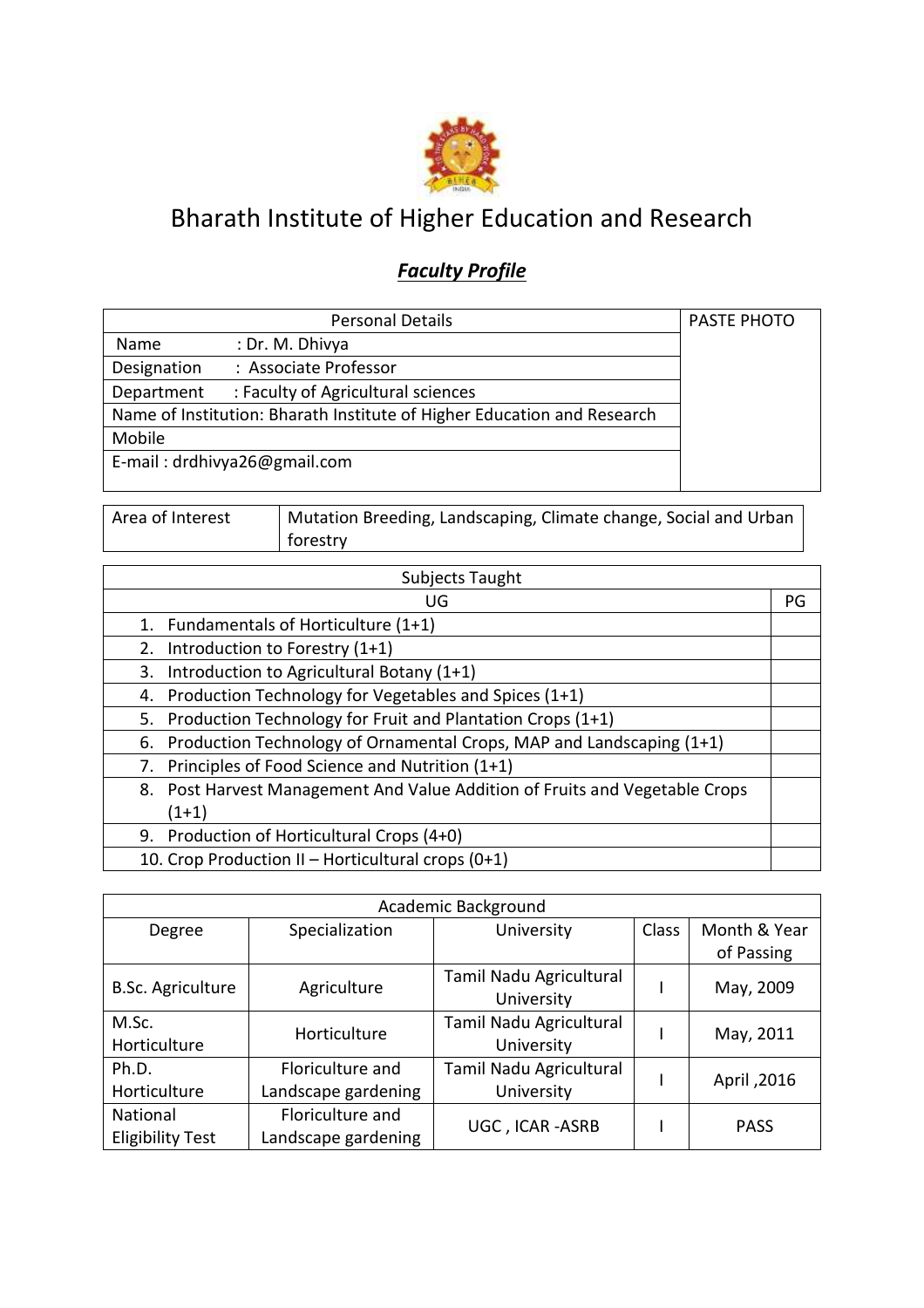# Bharath Institute of Higher Education and Research

## ***Faculty Profile***

| Personal Details | PASTE PHOTO |
|---|---|
| Name : Dr. M. Dhivya | |
| Designation : Associate Professor | |
| Department : Faculty of Agricultural sciences | |
| Name of Institution: Bharath Institute of Higher Education and Research | |
| Mobile | |
| E-mail : drdhivya26@gmail.com | |

| Area of Interest | Mutation Breeding, Landscaping, Climate change, Social and Urban forestry |
|---|---|

| Subjects Taught | |
|---|---|
| UG | PG |
| 1. Fundamentals of Horticulture (1+1) | |
| 2. Introduction to Forestry (1+1) | |
| 3. Introduction to Agricultural Botany (1+1) | |
| 4. Production Technology for Vegetables and Spices (1+1) | |
| 5. Production Technology for Fruit and Plantation Crops (1+1) | |
| 6. Production Technology of Ornamental Crops, MAP and Landscaping (1+1) | |
| 7. Principles of Food Science and Nutrition (1+1) | |
| 8. Post Harvest Management And Value Addition of Fruits and Vegetable Crops (1+1) | |
| 9. Production of Horticultural Crops (4+0) | |
| 10. Crop Production II – Horticultural crops (0+1) | |

| Academic Background | | | | |
|---|---|---|---|---|
| Degree | Specialization | University | Class | Month & Year of Passing |
| B.Sc. Agriculture | Agriculture | Tamil Nadu Agricultural University | I | May, 2009 |
| M.Sc. Horticulture | Horticulture | Tamil Nadu Agricultural University | I | May, 2011 |
| Ph.D. Horticulture | Floriculture and Landscape gardening | Tamil Nadu Agricultural University | I | April ,2016 |
| National Eligibility Test | Floriculture and Landscape gardening | UGC , ICAR -ASRB | I | PASS |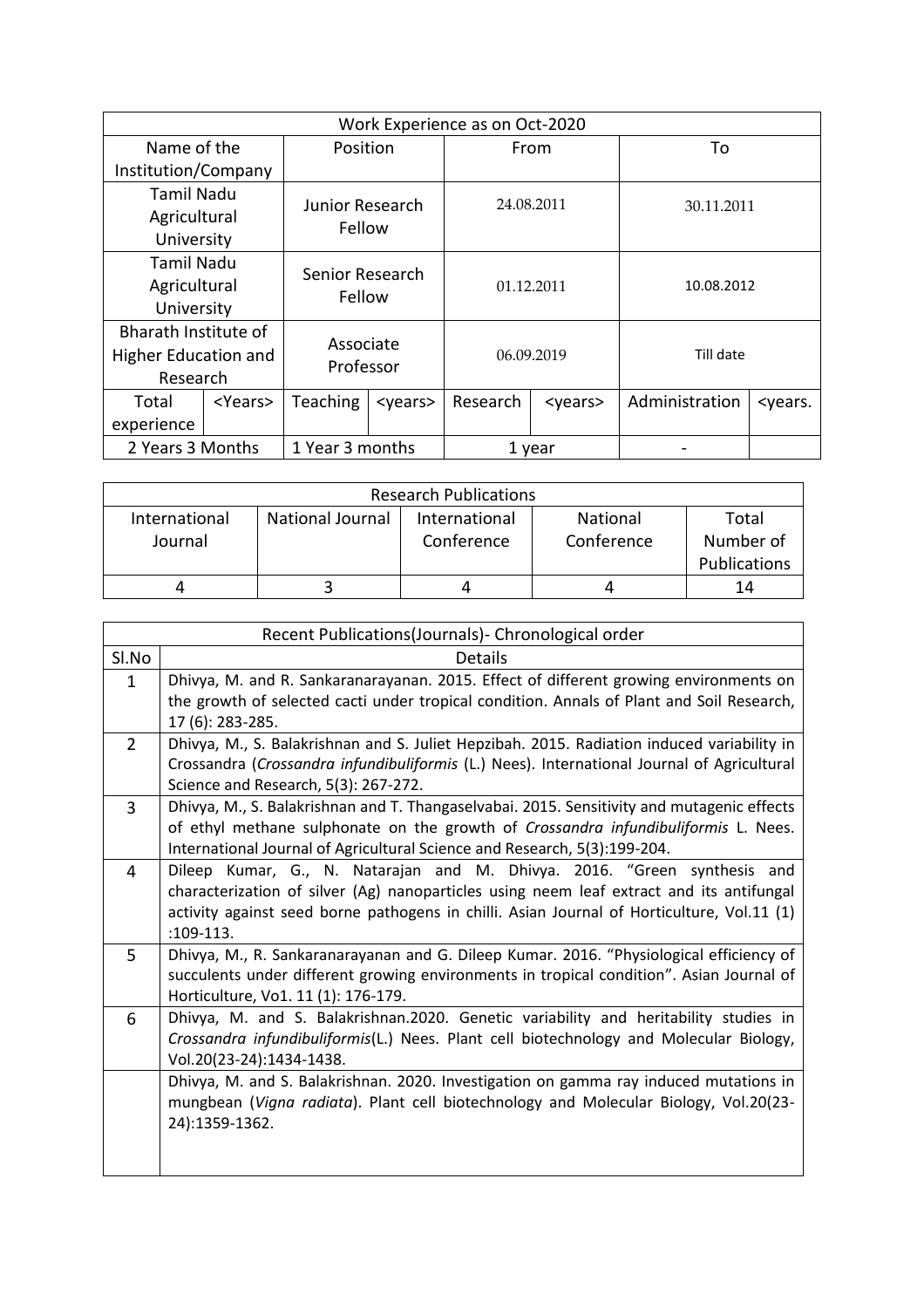| Work Experience as on Oct-2020 | | | | | | | |
|---|---|---|---|---|---|---|---|
| Name of the Institution/Company | | Position | | From | | To | |
| Tamil Nadu Agricultural University | | Junior Research Fellow | | 24.08.2011 | | 30.11.2011 | |
| Tamil Nadu Agricultural University | | Senior Research Fellow | | 01.12.2011 | | 10.08.2012 | |
| Bharath Institute of Higher Education and Research | | Associate Professor | | 06.09.2019 | | Till date | |
| Total experience | <Years> | Teaching | <years> | Research | <years> | Administration | <years. |
| 2 Years 3 Months | | 1 Year 3 months | | 1 year | | - | |

| Research Publications | | | | |
|---|---|---|---|---|
| International Journal | National Journal | International Conference | National Conference | Total Number of Publications |
| 4 | 3 | 4 | 4 | 14 |

| Recent Publications(Journals)- Chronological order | |
|---|---|
| Sl.No | Details |
| 1 | Dhivya, M. and R. Sankaranarayanan. 2015. Effect of different growing environments on the growth of selected cacti under tropical condition. Annals of Plant and Soil Research, 17 (6): 283-285. |
| 2 | Dhivya, M., S. Balakrishnan and S. Juliet Hepzibah. 2015. Radiation induced variability in Crossandra (*Crossandra infundibuliformis* (L.) Nees). International Journal of Agricultural Science and Research, 5(3): 267-272. |
| 3 | Dhivya, M., S. Balakrishnan and T. Thangaselvabai. 2015. Sensitivity and mutagenic effects of ethyl methane sulphonate on the growth of *Crossandra infundibuliformis* L. Nees. International Journal of Agricultural Science and Research, 5(3):199-204. |
| 4 | Dileep Kumar, G., N. Natarajan and M. Dhivya. 2016. "Green synthesis and characterization of silver (Ag) nanoparticles using neem leaf extract and its antifungal activity against seed borne pathogens in chilli. Asian Journal of Horticulture, Vol.11 (1) :109-113. |
| 5 | Dhivya, M., R. Sankaranarayanan and G. Dileep Kumar. 2016. "Physiological efficiency of succulents under different growing environments in tropical condition". Asian Journal of Horticulture, Vo1. 11 (1): 176-179. |
| 6 | Dhivya, M. and S. Balakrishnan.2020. Genetic variability and heritability studies in *Crossandra infundibuliformis*(L.) Nees. Plant cell biotechnology and Molecular Biology, Vol.20(23-24):1434-1438. |
| | Dhivya, M. and S. Balakrishnan. 2020. Investigation on gamma ray induced mutations in mungbean (*Vigna radiata*). Plant cell biotechnology and Molecular Biology, Vol.20(23-24):1359-1362. |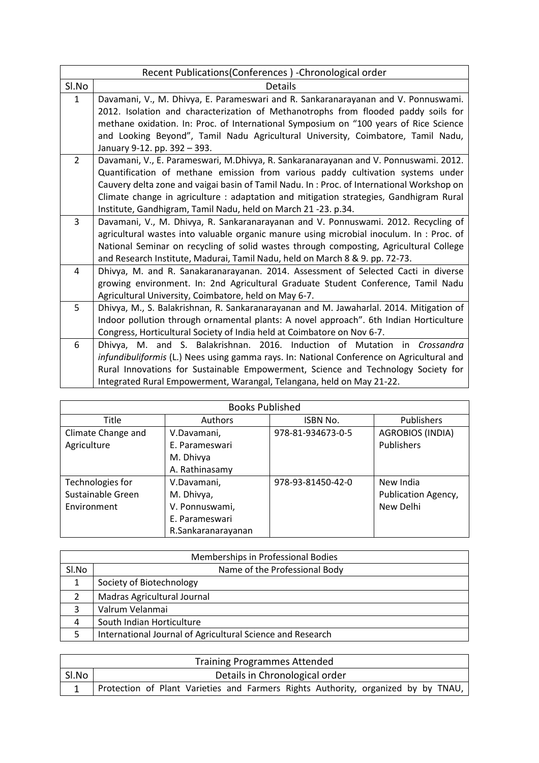| Recent Publications(Conferences ) -Chronological order | |
|---|---|
| Sl.No | Details |
| 1 | Davamani, V., M. Dhivya, E. Parameswari and R. Sankaranarayanan and V. Ponnuswami. 2012. Isolation and characterization of Methanotrophs from flooded paddy soils for methane oxidation. In: Proc. of International Symposium on "100 years of Rice Science and Looking Beyond", Tamil Nadu Agricultural University, Coimbatore, Tamil Nadu, January 9-12. pp. 392 – 393. |
| 2 | Davamani, V., E. Parameswari, M.Dhivya, R. Sankaranarayanan and V. Ponnuswami. 2012. Quantification of methane emission from various paddy cultivation systems under Cauvery delta zone and vaigai basin of Tamil Nadu. In : Proc. of International Workshop on Climate change in agriculture : adaptation and mitigation strategies, Gandhigram Rural Institute, Gandhigram, Tamil Nadu, held on March 21 -23. p.34. |
| 3 | Davamani, V., M. Dhivya, R. Sankaranarayanan and V. Ponnuswami. 2012. Recycling of agricultural wastes into valuable organic manure using microbial inoculum. In : Proc. of National Seminar on recycling of solid wastes through composting, Agricultural College and Research Institute, Madurai, Tamil Nadu, held on March 8 & 9. pp. 72-73. |
| 4 | Dhivya, M. and R. Sanakaranarayanan. 2014. Assessment of Selected Cacti in diverse growing environment. In: 2nd Agricultural Graduate Student Conference, Tamil Nadu Agricultural University, Coimbatore, held on May 6-7. |
| 5 | Dhivya, M., S. Balakrishnan, R. Sankaranarayanan and M. Jawaharlal. 2014. Mitigation of Indoor pollution through ornamental plants: A novel approach". 6th Indian Horticulture Congress, Horticultural Society of India held at Coimbatore on Nov 6-7. |
| 6 | Dhivya, M. and S. Balakrishnan. 2016. Induction of Mutation in *Crossandra infundibuliformis* (L.) Nees using gamma rays. In: National Conference on Agricultural and Rural Innovations for Sustainable Empowerment, Science and Technology Society for Integrated Rural Empowerment, Warangal, Telangana, held on May 21-22. |

| Books Published | | | |
|---|---|---|---|
| Title | Authors | ISBN No. | Publishers |
| Climate Change and Agriculture | V.Davamani, E. Parameswari M. Dhivya A. Rathinasamy | 978-81-934673-0-5 | AGROBIOS (INDIA) Publishers |
| Technologies for Sustainable Green Environment | V.Davamani, M. Dhivya, V. Ponnuswami, E. Parameswari R.Sankaranarayanan | 978-93-81450-42-0 | New India Publication Agency, New Delhi |

| Memberships in Professional Bodies | |
|---|---|
| Sl.No | Name of the Professional Body |
| 1 | Society of Biotechnology |
| 2 | Madras Agricultural Journal |
| 3 | Valrum Velanmai |
| 4 | South Indian Horticulture |
| 5 | International Journal of Agricultural Science and Research |

| Training Programmes Attended | |
|---|---|
| Sl.No | Details in Chronological order |
| 1 | Protection of Plant Varieties and Farmers Rights Authority, organized by by TNAU, |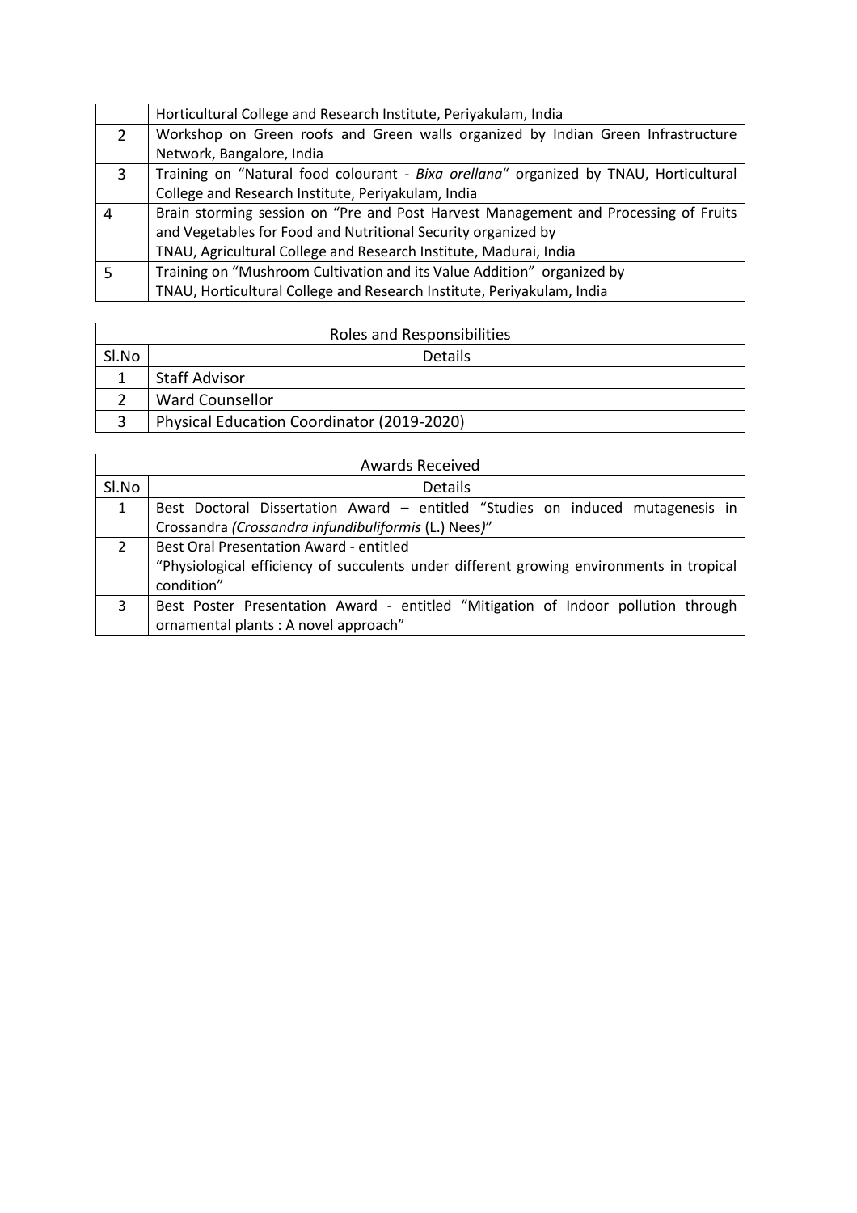| | |
|---|---|
| | Horticultural College and Research Institute, Periyakulam, India |
| 2 | Workshop on Green roofs and Green walls organized by Indian Green Infrastructure Network, Bangalore, India |
| 3 | Training on "Natural food colourant - *Bixa orellana*" organized by TNAU, Horticultural College and Research Institute, Periyakulam, India |
| 4 | Brain storming session on "Pre and Post Harvest Management and Processing of Fruits and Vegetables for Food and Nutritional Security organized by TNAU, Agricultural College and Research Institute, Madurai, India |
| 5 | Training on "Mushroom Cultivation and its Value Addition" organized by TNAU, Horticultural College and Research Institute, Periyakulam, India |

| Roles and Responsibilities | |
|---|---|
| Sl.No | Details |
| 1 | Staff Advisor |
| 2 | Ward Counsellor |
| 3 | Physical Education Coordinator (2019-2020) |

| Awards Received | |
|---|---|
| Sl.No | Details |
| 1 | Best Doctoral Dissertation Award – entitled "Studies on induced mutagenesis in Crossandra *(Crossandra infundibuliformis* (L.) Nees*)*" |
| 2 | Best Oral Presentation Award - entitled "Physiological efficiency of succulents under different growing environments in tropical condition" |
| 3 | Best Poster Presentation Award - entitled "Mitigation of Indoor pollution through ornamental plants : A novel approach" |